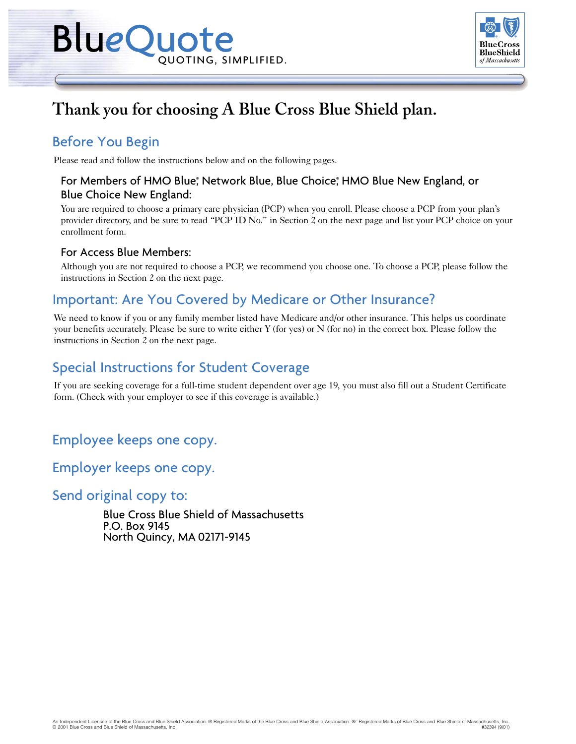# BlueQuote

QUOTING, SIMPLIFIED.

BlueCross BlueShield of Massachusetts

## Thank you for choosing A Blue Cross Blue Shield plan.

## Before You Begin

Please read and follow the instructions below and on the following pages.

### For Members of HMO Blue®, Network Blue, Blue Choice®, HMO Blue New England, or Blue Choice New England:

You are required to choose a primary care physician (PCP) when you enroll. Please choose a PCP from your plan's provider directory, and be sure to read "PCP ID No." in Section 2 on the next page and list your PCP choice on your enrollment form.

### For Access Blue Members:

Although you are not required to choose a PCP, we recommend you choose one. To choose a PCP, please follow the instructions in Section 2 on the next page.

## Important: Are You Covered by Medicare or Other Insurance?

We need to know if you or any family member listed have Medicare and/or other insurance. This helps us coordinate your benefits accurately. Please be sure to write either Y (for yes) or N (for no) in the correct box. Please follow the instructions in Section 2 on the next page.

## Special Instructions for Student Coverage

If you are seeking coverage for a full-time student dependent over age 19, you must also fill out a Student Certificate form. (Check with your employer to see if this coverage is available.)

## Employee keeps one copy.

## Employer keeps one copy.

## Send original copy to:

Blue Cross Blue Shield of Massachusetts
P.O. Box 9145
North Quincy, MA 02171-9145

An Independent Licensee of the Blue Cross and Blue Shield Association. ® Registered Marks of the Blue Cross and Blue Shield Association. ®´ Registered Marks of Blue Cross and Blue Shield of Massachusetts, Inc.
© 2001 Blue Cross and Blue Shield of Massachusetts, Inc. #32394 (9/01)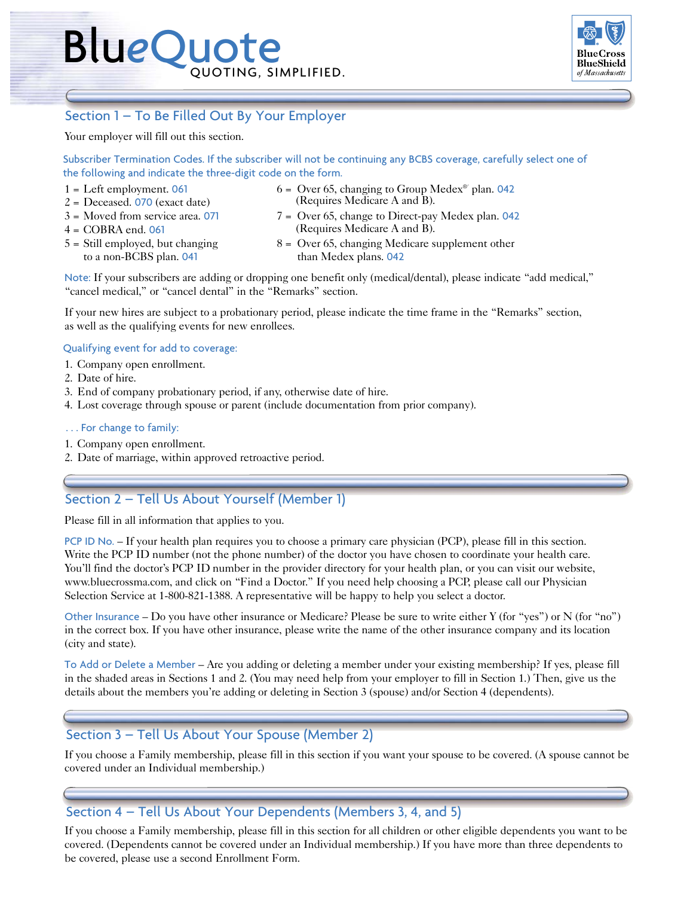# BlueQuote

QUOTING, SIMPLIFIED.

## Section 1 – To Be Filled Out By Your Employer

Your employer will fill out this section.

Subscriber Termination Codes. If the subscriber will not be continuing any BCBS coverage, carefully select one of the following and indicate the three-digit code on the form.

1 = Left employment. 061
2 = Deceased. 070 (exact date)
3 = Moved from service area. 071
4 = COBRA end. 061
5 = Still employed, but changing to a non-BCBS plan. 041
6 = Over 65, changing to Group Medex® plan. 042 (Requires Medicare A and B).
7 = Over 65, change to Direct-pay Medex plan. 042 (Requires Medicare A and B).
8 = Over 65, changing Medicare supplement other than Medex plans. 042

Note: If your subscribers are adding or dropping one benefit only (medical/dental), please indicate "add medical," "cancel medical," or "cancel dental" in the "Remarks" section.

If your new hires are subject to a probationary period, please indicate the time frame in the "Remarks" section, as well as the qualifying events for new enrollees.

Qualifying event for add to coverage:

1. Company open enrollment.
2. Date of hire.
3. End of company probationary period, if any, otherwise date of hire.
4. Lost coverage through spouse or parent (include documentation from prior company).

. . . For change to family:

1. Company open enrollment.
2. Date of marriage, within approved retroactive period.

## Section 2 – Tell Us About Yourself (Member 1)

Please fill in all information that applies to you.

PCP ID No. – If your health plan requires you to choose a primary care physician (PCP), please fill in this section. Write the PCP ID number (not the phone number) of the doctor you have chosen to coordinate your health care. You'll find the doctor's PCP ID number in the provider directory for your health plan, or you can visit our website, www.bluecrossma.com, and click on "Find a Doctor." If you need help choosing a PCP, please call our Physician Selection Service at 1-800-821-1388. A representative will be happy to help you select a doctor.

Other Insurance – Do you have other insurance or Medicare? Please be sure to write either Y (for "yes") or N (for "no") in the correct box. If you have other insurance, please write the name of the other insurance company and its location (city and state).

To Add or Delete a Member – Are you adding or deleting a member under your existing membership? If yes, please fill in the shaded areas in Sections 1 and 2. (You may need help from your employer to fill in Section 1.) Then, give us the details about the members you're adding or deleting in Section 3 (spouse) and/or Section 4 (dependents).

## Section 3 – Tell Us About Your Spouse (Member 2)

If you choose a Family membership, please fill in this section if you want your spouse to be covered. (A spouse cannot be covered under an Individual membership.)

## Section 4 – Tell Us About Your Dependents (Members 3, 4, and 5)

If you choose a Family membership, please fill in this section for all children or other eligible dependents you want to be covered. (Dependents cannot be covered under an Individual membership.) If you have more than three dependents to be covered, please use a second Enrollment Form.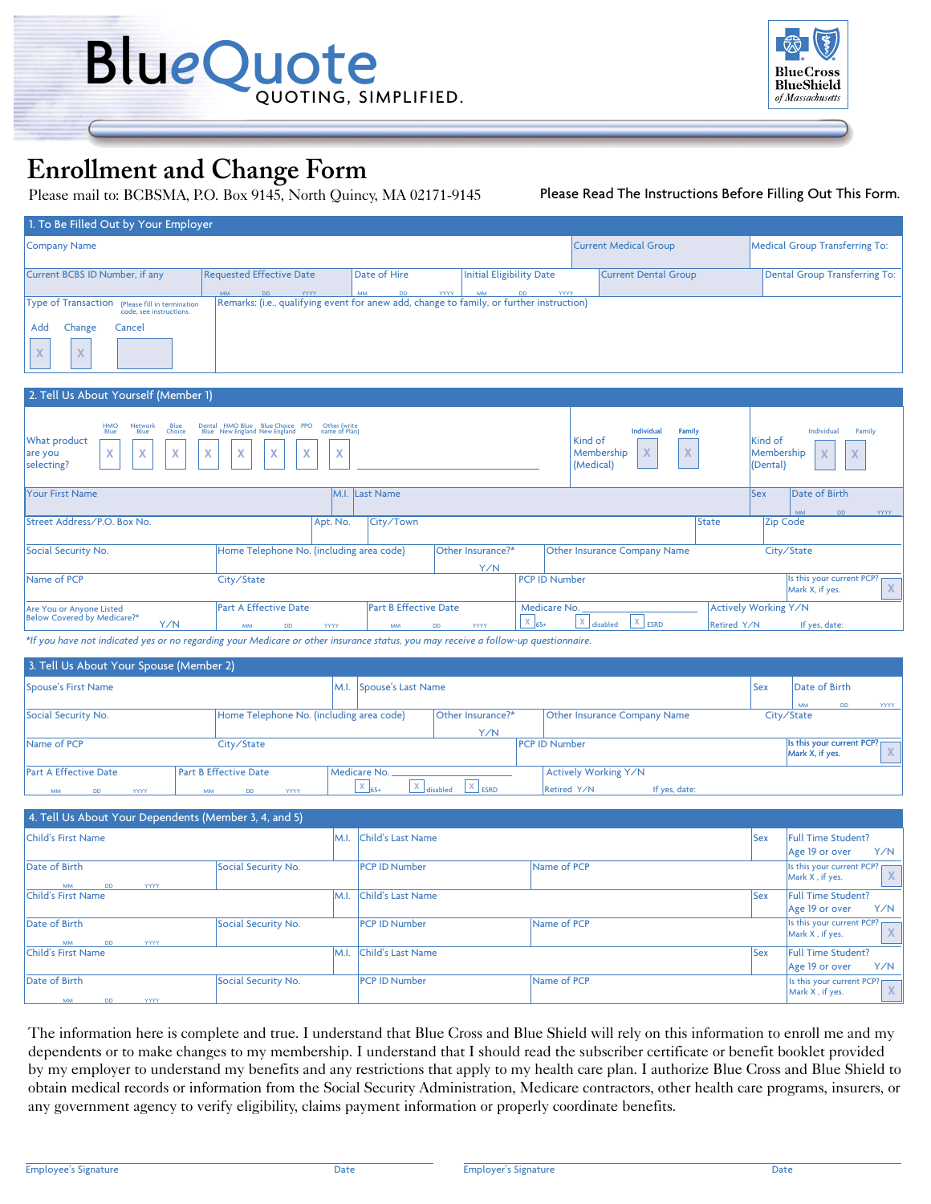# BlueQuote

QUOTING, SIMPLIFIED.

Blue Cross Blue Shield of Massachusetts

# Enrollment and Change Form

Please mail to: BCBSMA, P.O. Box 9145, North Quincy, MA 02171-9145

**Please Read The Instructions Before Filling Out This Form.**

## 1. To Be Filled Out by Your Employer

Company Name

Current Medical Group

Medical Group Transferring To:

Current BCBS ID Number, if any

Requested Effective Date (MM DD YYYY)

Date of Hire (MM DD YYYY)

Initial Eligibility Date (MM DD YYYY)

Current Dental Group

Dental Group Transferring To:

Type of Transaction (Please fill in termination code, see instructions.)

Add X

Change X

Cancel

Remarks: (i.e., qualifying event for anew add, change to family, or further instruction)

## 2. Tell Us About Yourself (Member 1)

What product are you selecting? HMO Blue X / Network Blue X / Blue Choice X / Dental Blue X / HMO Blue New England X / Blue Choice New England X / PPO X / Other (write name of Plan) X

Kind of Membership (Medical): Individual X / Family X

Kind of Membership (Dental): Individual X / Family X

Your First Name

M.I.

Last Name

Sex

Date of Birth (MM DD YYYY)

Street Address/P.O. Box No.

Apt. No.

City/Town

State

Zip Code

Social Security No.

Home Telephone No. (including area code)

Other Insurance?* Y/N

Other Insurance Company Name

City/State

Name of PCP

City/State

PCP ID Number

Is this your current PCP? Mark X, if yes. X

Are You or Anyone Listed Below Covered by Medicare?* Y/N

Part A Effective Date (MM DD YYYY)

Part B Effective Date (MM DD YYYY)

Medicare No. X 65+ X disabled X ESRD

Actively Working Y/N

Retired Y/N If yes, date:

*If you have not indicated yes or no regarding your Medicare or other insurance status, you may receive a follow-up questionnaire.*

## 3. Tell Us About Your Spouse (Member 2)

Spouse's First Name

M.I.

Spouse's Last Name

Sex

Date of Birth (MM DD YYYY)

Social Security No.

Home Telephone No. (including area code)

Other Insurance?* Y/N

Other Insurance Company Name

City/State

Name of PCP

City/State

PCP ID Number

Is this your current PCP? Mark X, if yes. X

Part A Effective Date (MM DD YYYY)

Part B Effective Date (MM DD YYYY)

Medicare No. X 65+ X disabled X ESRD

Actively Working Y/N

Retired Y/N If yes, date:

## 4. Tell Us About Your Dependents (Member 3, 4, and 5)

Child's First Name

M.I.

Child's Last Name

Sex

Full Time Student? Age 19 or over Y/N

Date of Birth (MM DD YYYY)

Social Security No.

PCP ID Number

Name of PCP

Is this your current PCP? Mark X , if yes. X

Child's First Name

M.I.

Child's Last Name

Sex

Full Time Student? Age 19 or over Y/N

Date of Birth (MM DD YYYY)

Social Security No.

PCP ID Number

Name of PCP

Is this your current PCP? Mark X , if yes. X

Child's First Name

M.I.

Child's Last Name

Sex

Full Time Student? Age 19 or over Y/N

Date of Birth (MM DD YYYY)

Social Security No.

PCP ID Number

Name of PCP

Is this your current PCP? Mark X , if yes. X

The information here is complete and true. I understand that Blue Cross and Blue Shield will rely on this information to enroll me and my dependents or to make changes to my membership. I understand that I should read the subscriber certificate or benefit booklet provided by my employer to understand my benefits and any restrictions that apply to my health care plan. I authorize Blue Cross and Blue Shield to obtain medical records or information from the Social Security Administration, Medicare contractors, other health care programs, insurers, or any government agency to verify eligibility, claims payment information or properly coordinate benefits.

Employee's Signature

Date

Employer's Signature

Date